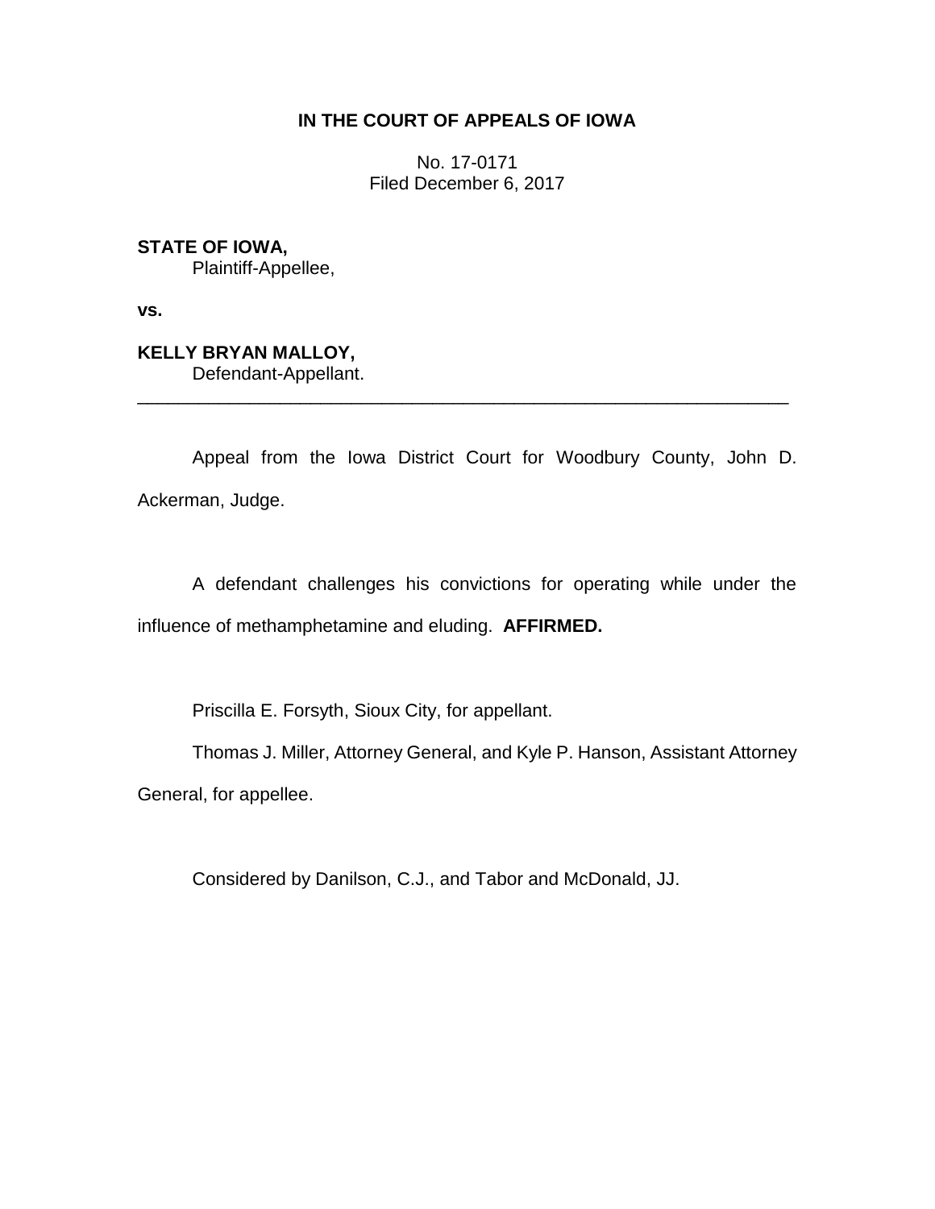**IN THE COURT OF APPEALS OF IOWA**

No. 17-0171
Filed December 6, 2017

**STATE OF IOWA,**
Plaintiff-Appellee,

**vs.**

**KELLY BRYAN MALLOY,**
Defendant-Appellant.

---

Appeal from the Iowa District Court for Woodbury County, John D. Ackerman, Judge.

A defendant challenges his convictions for operating while under the influence of methamphetamine and eluding. **AFFIRMED.**

Priscilla E. Forsyth, Sioux City, for appellant.

Thomas J. Miller, Attorney General, and Kyle P. Hanson, Assistant Attorney General, for appellee.

Considered by Danilson, C.J., and Tabor and McDonald, JJ.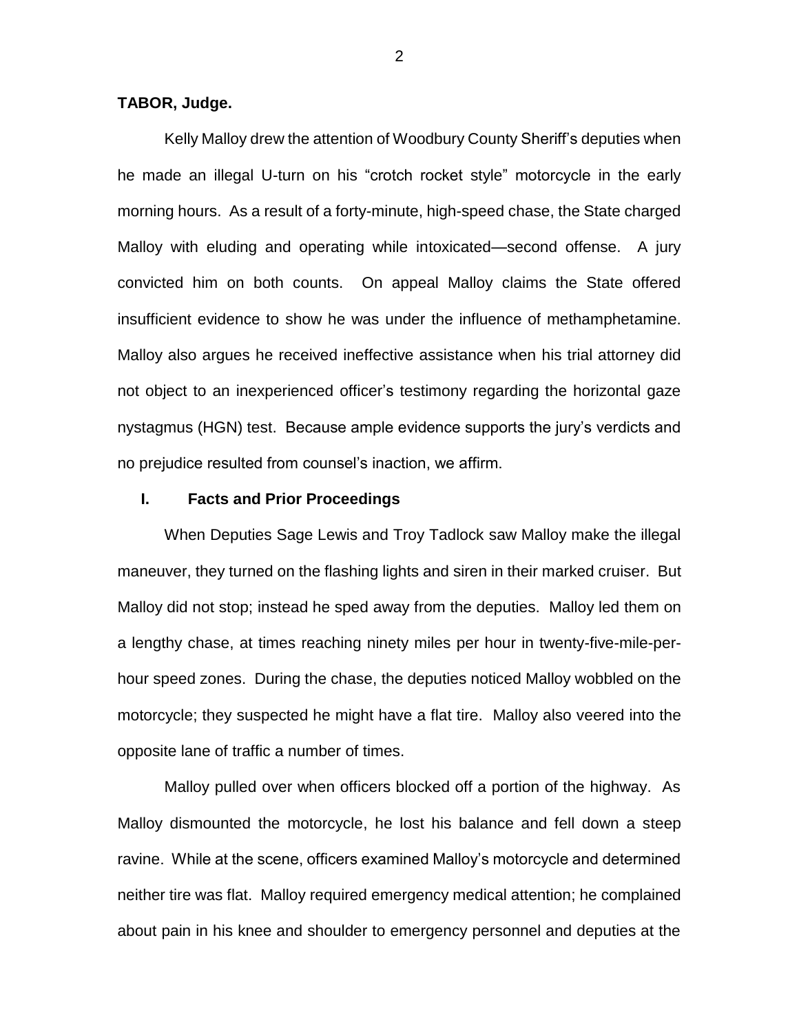**TABOR, Judge.**

Kelly Malloy drew the attention of Woodbury County Sheriff's deputies when he made an illegal U-turn on his "crotch rocket style" motorcycle in the early morning hours. As a result of a forty-minute, high-speed chase, the State charged Malloy with eluding and operating while intoxicated—second offense. A jury convicted him on both counts. On appeal Malloy claims the State offered insufficient evidence to show he was under the influence of methamphetamine. Malloy also argues he received ineffective assistance when his trial attorney did not object to an inexperienced officer's testimony regarding the horizontal gaze nystagmus (HGN) test. Because ample evidence supports the jury's verdicts and no prejudice resulted from counsel's inaction, we affirm.

## I. Facts and Prior Proceedings

When Deputies Sage Lewis and Troy Tadlock saw Malloy make the illegal maneuver, they turned on the flashing lights and siren in their marked cruiser. But Malloy did not stop; instead he sped away from the deputies. Malloy led them on a lengthy chase, at times reaching ninety miles per hour in twenty-five-mile-per-hour speed zones. During the chase, the deputies noticed Malloy wobbled on the motorcycle; they suspected he might have a flat tire. Malloy also veered into the opposite lane of traffic a number of times.

Malloy pulled over when officers blocked off a portion of the highway. As Malloy dismounted the motorcycle, he lost his balance and fell down a steep ravine. While at the scene, officers examined Malloy's motorcycle and determined neither tire was flat. Malloy required emergency medical attention; he complained about pain in his knee and shoulder to emergency personnel and deputies at the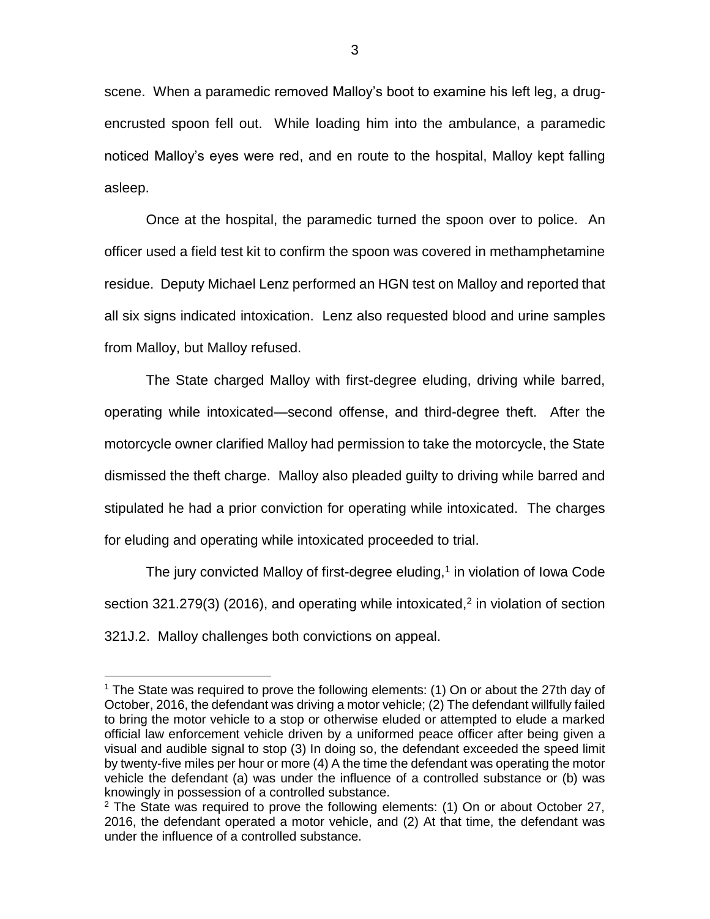scene. When a paramedic removed Malloy's boot to examine his left leg, a drug-encrusted spoon fell out. While loading him into the ambulance, a paramedic noticed Malloy's eyes were red, and en route to the hospital, Malloy kept falling asleep.

Once at the hospital, the paramedic turned the spoon over to police. An officer used a field test kit to confirm the spoon was covered in methamphetamine residue. Deputy Michael Lenz performed an HGN test on Malloy and reported that all six signs indicated intoxication. Lenz also requested blood and urine samples from Malloy, but Malloy refused.

The State charged Malloy with first-degree eluding, driving while barred, operating while intoxicated—second offense, and third-degree theft. After the motorcycle owner clarified Malloy had permission to take the motorcycle, the State dismissed the theft charge. Malloy also pleaded guilty to driving while barred and stipulated he had a prior conviction for operating while intoxicated. The charges for eluding and operating while intoxicated proceeded to trial.

The jury convicted Malloy of first-degree eluding,[1] in violation of Iowa Code section 321.279(3) (2016), and operating while intoxicated,[2] in violation of section 321J.2. Malloy challenges both convictions on appeal.

---

[1] The State was required to prove the following elements: (1) On or about the 27th day of October, 2016, the defendant was driving a motor vehicle; (2) The defendant willfully failed to bring the motor vehicle to a stop or otherwise eluded or attempted to elude a marked official law enforcement vehicle driven by a uniformed peace officer after being given a visual and audible signal to stop (3) In doing so, the defendant exceeded the speed limit by twenty-five miles per hour or more (4) A the time the defendant was operating the motor vehicle the defendant (a) was under the influence of a controlled substance or (b) was knowingly in possession of a controlled substance.

[2] The State was required to prove the following elements: (1) On or about October 27, 2016, the defendant operated a motor vehicle, and (2) At that time, the defendant was under the influence of a controlled substance.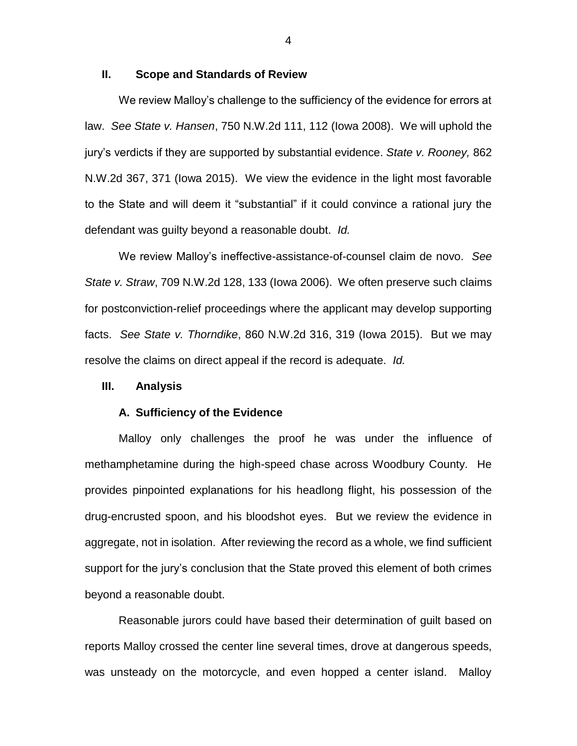## II. Scope and Standards of Review

We review Malloy's challenge to the sufficiency of the evidence for errors at law. *See State v. Hansen*, 750 N.W.2d 111, 112 (Iowa 2008). We will uphold the jury's verdicts if they are supported by substantial evidence. *State v. Rooney,* 862 N.W.2d 367, 371 (Iowa 2015). We view the evidence in the light most favorable to the State and will deem it "substantial" if it could convince a rational jury the defendant was guilty beyond a reasonable doubt. *Id.*

We review Malloy's ineffective-assistance-of-counsel claim de novo. *See State v. Straw*, 709 N.W.2d 128, 133 (Iowa 2006). We often preserve such claims for postconviction-relief proceedings where the applicant may develop supporting facts. *See State v. Thorndike*, 860 N.W.2d 316, 319 (Iowa 2015). But we may resolve the claims on direct appeal if the record is adequate. *Id.*

## III. Analysis

### A. Sufficiency of the Evidence

Malloy only challenges the proof he was under the influence of methamphetamine during the high-speed chase across Woodbury County. He provides pinpointed explanations for his headlong flight, his possession of the drug-encrusted spoon, and his bloodshot eyes. But we review the evidence in aggregate, not in isolation. After reviewing the record as a whole, we find sufficient support for the jury's conclusion that the State proved this element of both crimes beyond a reasonable doubt.

Reasonable jurors could have based their determination of guilt based on reports Malloy crossed the center line several times, drove at dangerous speeds, was unsteady on the motorcycle, and even hopped a center island. Malloy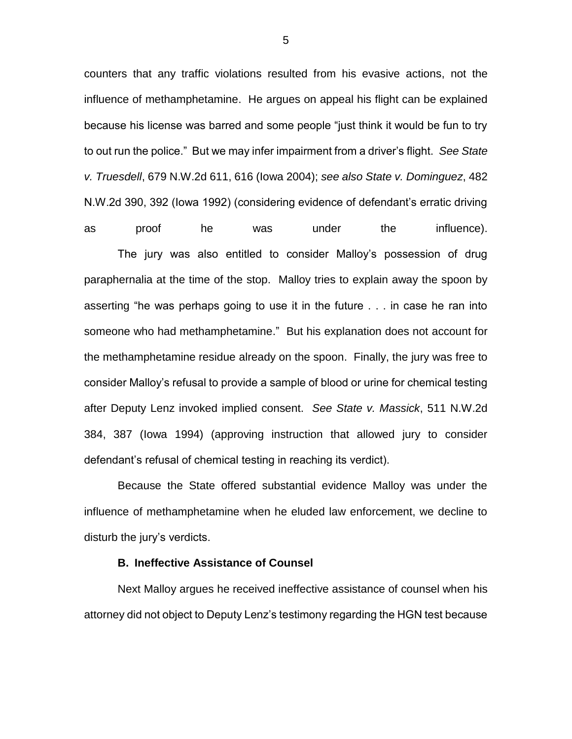counters that any traffic violations resulted from his evasive actions, not the influence of methamphetamine. He argues on appeal his flight can be explained because his license was barred and some people "just think it would be fun to try to out run the police." But we may infer impairment from a driver's flight. *See State v. Truesdell*, 679 N.W.2d 611, 616 (Iowa 2004); *see also State v. Dominguez*, 482 N.W.2d 390, 392 (Iowa 1992) (considering evidence of defendant's erratic driving as proof he was under the influence).

The jury was also entitled to consider Malloy's possession of drug paraphernalia at the time of the stop. Malloy tries to explain away the spoon by asserting "he was perhaps going to use it in the future . . . in case he ran into someone who had methamphetamine." But his explanation does not account for the methamphetamine residue already on the spoon. Finally, the jury was free to consider Malloy's refusal to provide a sample of blood or urine for chemical testing after Deputy Lenz invoked implied consent. *See State v. Massick*, 511 N.W.2d 384, 387 (Iowa 1994) (approving instruction that allowed jury to consider defendant's refusal of chemical testing in reaching its verdict).

Because the State offered substantial evidence Malloy was under the influence of methamphetamine when he eluded law enforcement, we decline to disturb the jury's verdicts.

### B. Ineffective Assistance of Counsel

Next Malloy argues he received ineffective assistance of counsel when his attorney did not object to Deputy Lenz's testimony regarding the HGN test because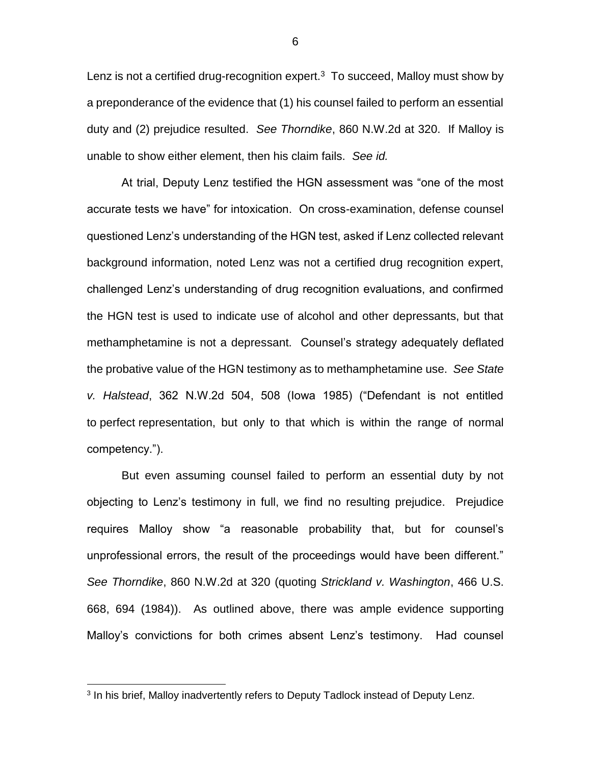Lenz is not a certified drug-recognition expert.[3] To succeed, Malloy must show by a preponderance of the evidence that (1) his counsel failed to perform an essential duty and (2) prejudice resulted. *See Thorndike*, 860 N.W.2d at 320. If Malloy is unable to show either element, then his claim fails. *See id.*

At trial, Deputy Lenz testified the HGN assessment was "one of the most accurate tests we have" for intoxication. On cross-examination, defense counsel questioned Lenz's understanding of the HGN test, asked if Lenz collected relevant background information, noted Lenz was not a certified drug recognition expert, challenged Lenz's understanding of drug recognition evaluations, and confirmed the HGN test is used to indicate use of alcohol and other depressants, but that methamphetamine is not a depressant. Counsel's strategy adequately deflated the probative value of the HGN testimony as to methamphetamine use. *See State v. Halstead*, 362 N.W.2d 504, 508 (Iowa 1985) ("Defendant is not entitled to perfect representation, but only to that which is within the range of normal competency.").

But even assuming counsel failed to perform an essential duty by not objecting to Lenz's testimony in full, we find no resulting prejudice. Prejudice requires Malloy show "a reasonable probability that, but for counsel's unprofessional errors, the result of the proceedings would have been different." *See Thorndike*, 860 N.W.2d at 320 (quoting *Strickland v. Washington*, 466 U.S. 668, 694 (1984)). As outlined above, there was ample evidence supporting Malloy's convictions for both crimes absent Lenz's testimony. Had counsel

---

[3] In his brief, Malloy inadvertently refers to Deputy Tadlock instead of Deputy Lenz.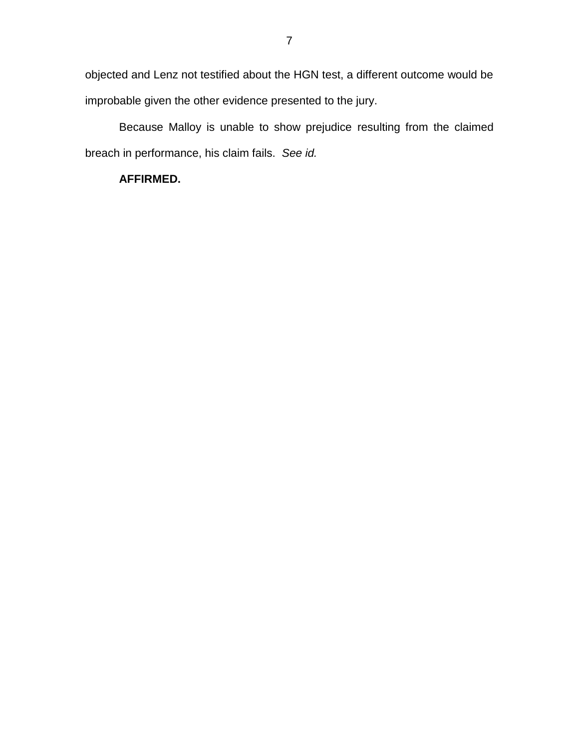objected and Lenz not testified about the HGN test, a different outcome would be improbable given the other evidence presented to the jury.

Because Malloy is unable to show prejudice resulting from the claimed breach in performance, his claim fails. *See id.*

**AFFIRMED.**